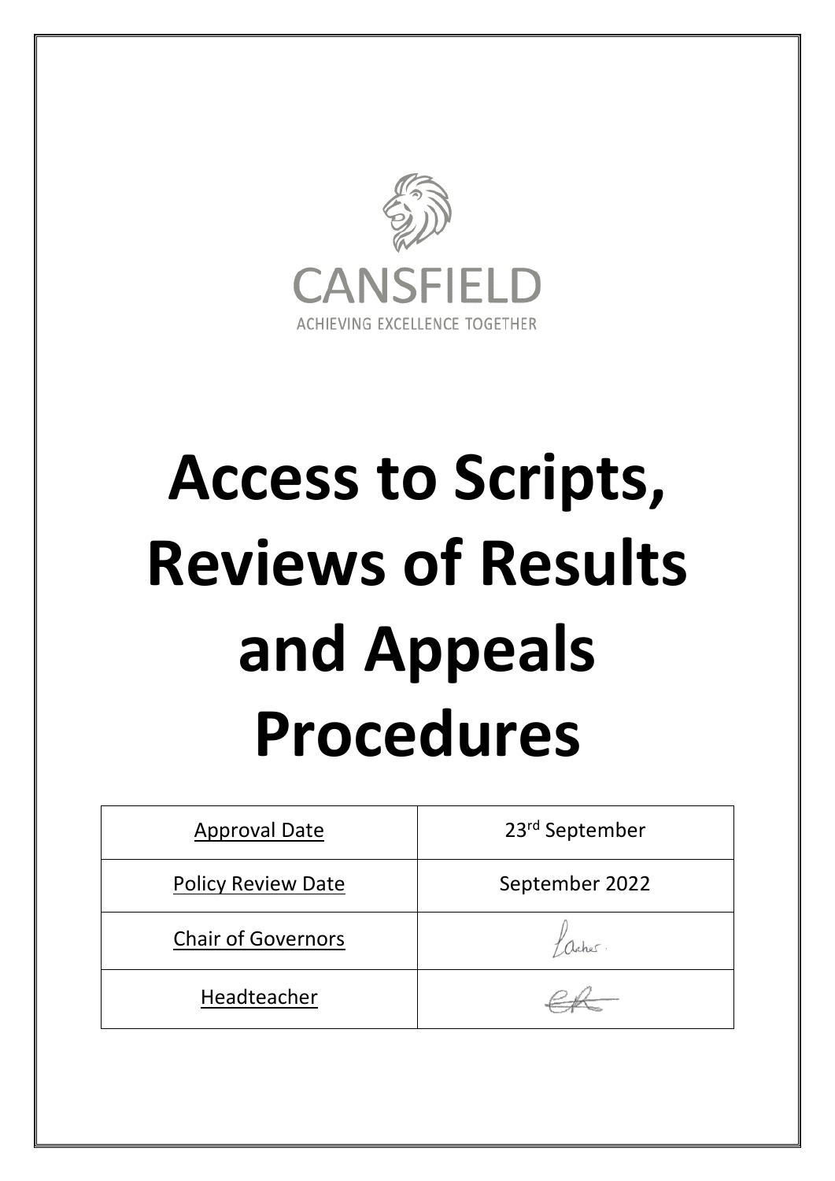CANSFIELD

ACHIEVING EXCELLENCE TOGETHER

# Access to Scripts, Reviews of Results and Appeals Procedures

| Approval Date | 23rd September |
|---|---|
| Policy Review Date | September 2022 |
| Chair of Governors | |
| Headteacher | |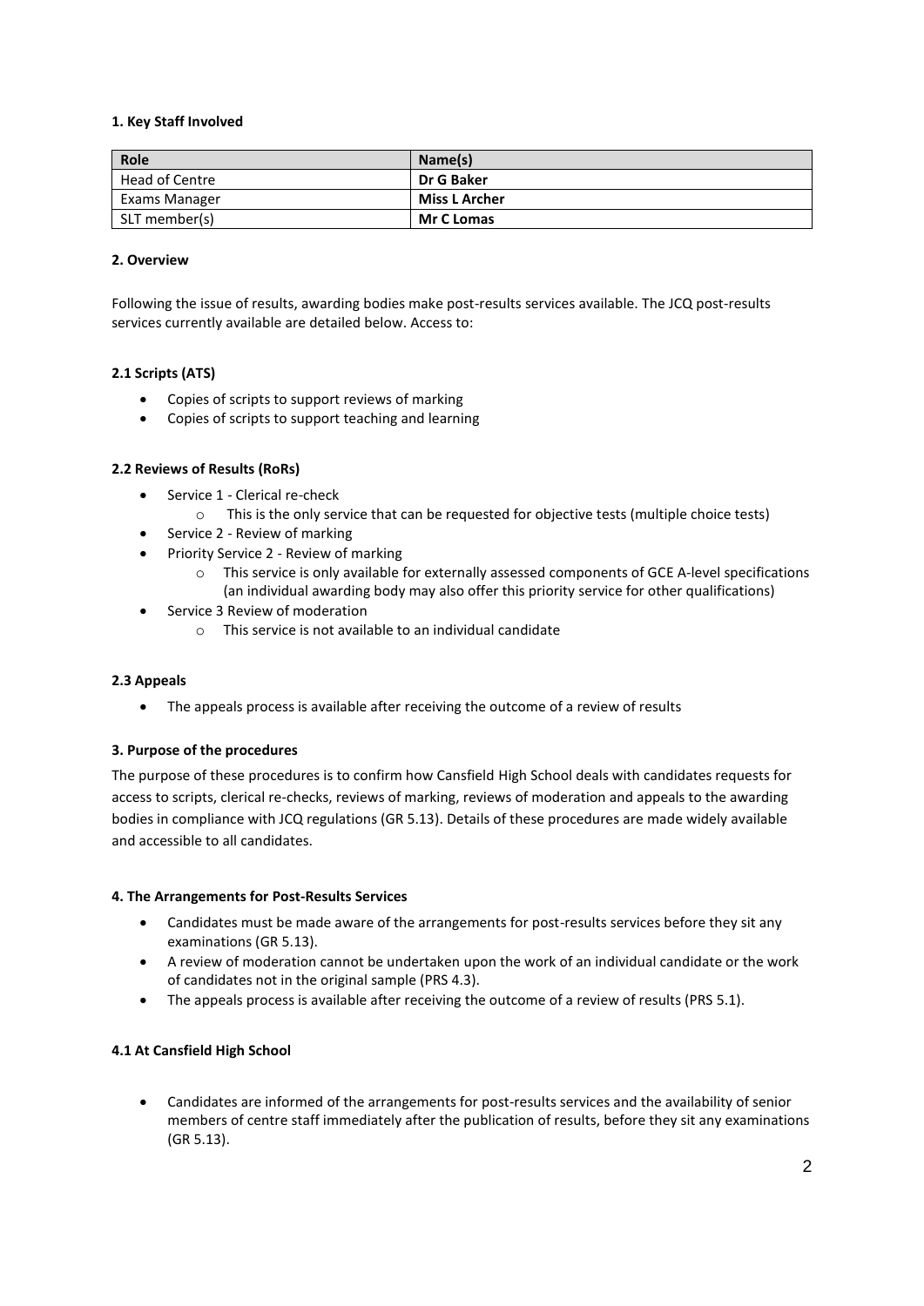### 1. Key Staff Involved

| Role | Name(s) |
|---|---|
| Head of Centre | **Dr G Baker** |
| Exams Manager | **Miss L Archer** |
| SLT member(s) | **Mr C Lomas** |

### 2. Overview

Following the issue of results, awarding bodies make post-results services available. The JCQ post-results services currently available are detailed below. Access to:

#### 2.1 Scripts (ATS)

- Copies of scripts to support reviews of marking
- Copies of scripts to support teaching and learning

#### 2.2 Reviews of Results (RoRs)

- Service 1 - Clerical re-check
  - This is the only service that can be requested for objective tests (multiple choice tests)
- Service 2 - Review of marking
- Priority Service 2 - Review of marking
  - This service is only available for externally assessed components of GCE A-level specifications (an individual awarding body may also offer this priority service for other qualifications)
- Service 3 Review of moderation
  - This service is not available to an individual candidate

#### 2.3 Appeals

- The appeals process is available after receiving the outcome of a review of results

### 3. Purpose of the procedures

The purpose of these procedures is to confirm how Cansfield High School deals with candidates requests for access to scripts, clerical re-checks, reviews of marking, reviews of moderation and appeals to the awarding bodies in compliance with JCQ regulations (GR 5.13). Details of these procedures are made widely available and accessible to all candidates.

### 4. The Arrangements for Post-Results Services

- Candidates must be made aware of the arrangements for post-results services before they sit any examinations (GR 5.13).
- A review of moderation cannot be undertaken upon the work of an individual candidate or the work of candidates not in the original sample (PRS 4.3).
- The appeals process is available after receiving the outcome of a review of results (PRS 5.1).

#### 4.1 At Cansfield High School

- Candidates are informed of the arrangements for post-results services and the availability of senior members of centre staff immediately after the publication of results, before they sit any examinations (GR 5.13).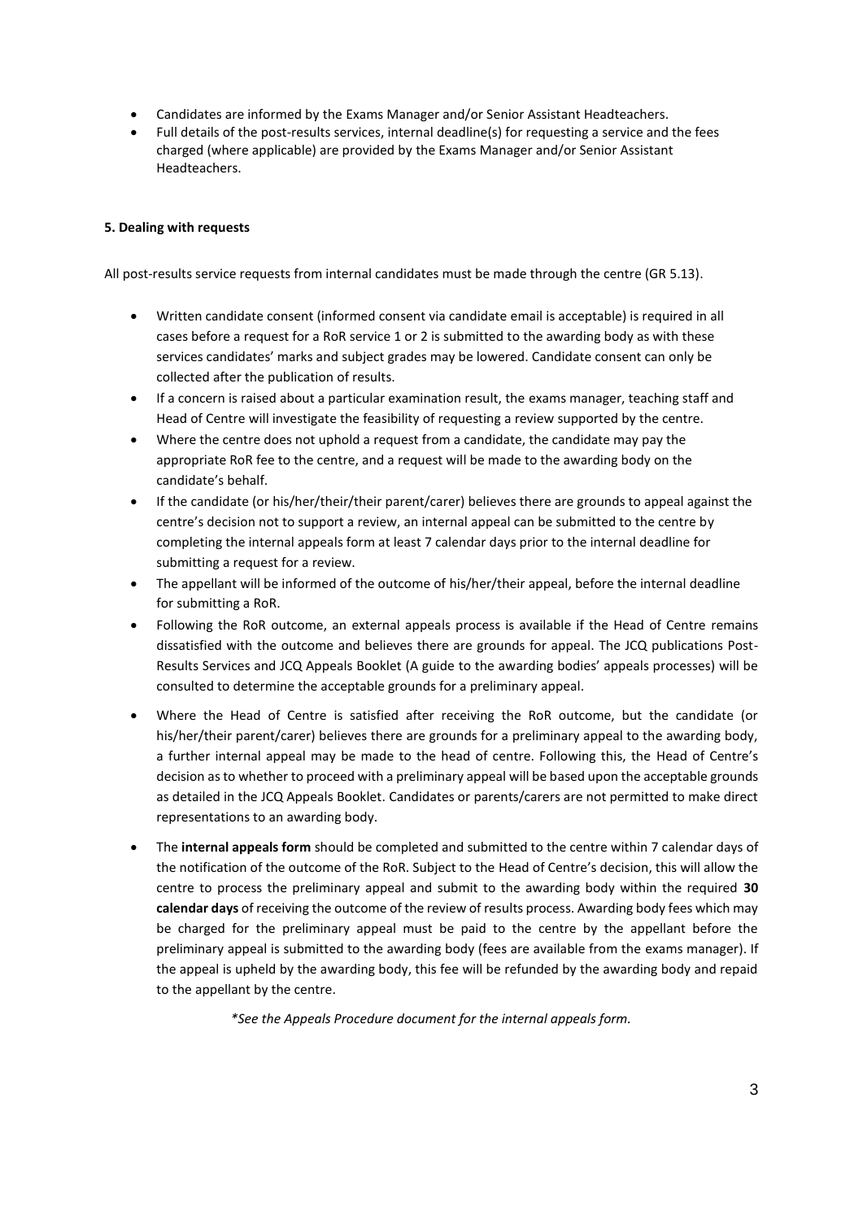- Candidates are informed by the Exams Manager and/or Senior Assistant Headteachers.
- Full details of the post-results services, internal deadline(s) for requesting a service and the fees charged (where applicable) are provided by the Exams Manager and/or Senior Assistant Headteachers.

**5. Dealing with requests**

All post-results service requests from internal candidates must be made through the centre (GR 5.13).

- Written candidate consent (informed consent via candidate email is acceptable) is required in all cases before a request for a RoR service 1 or 2 is submitted to the awarding body as with these services candidates' marks and subject grades may be lowered. Candidate consent can only be collected after the publication of results.
- If a concern is raised about a particular examination result, the exams manager, teaching staff and Head of Centre will investigate the feasibility of requesting a review supported by the centre.
- Where the centre does not uphold a request from a candidate, the candidate may pay the appropriate RoR fee to the centre, and a request will be made to the awarding body on the candidate's behalf.
- If the candidate (or his/her/their/their parent/carer) believes there are grounds to appeal against the centre's decision not to support a review, an internal appeal can be submitted to the centre by completing the internal appeals form at least 7 calendar days prior to the internal deadline for submitting a request for a review.
- The appellant will be informed of the outcome of his/her/their appeal, before the internal deadline for submitting a RoR.
- Following the RoR outcome, an external appeals process is available if the Head of Centre remains dissatisfied with the outcome and believes there are grounds for appeal. The JCQ publications Post-Results Services and JCQ Appeals Booklet (A guide to the awarding bodies' appeals processes) will be consulted to determine the acceptable grounds for a preliminary appeal.
- Where the Head of Centre is satisfied after receiving the RoR outcome, but the candidate (or his/her/their parent/carer) believes there are grounds for a preliminary appeal to the awarding body, a further internal appeal may be made to the head of centre. Following this, the Head of Centre's decision as to whether to proceed with a preliminary appeal will be based upon the acceptable grounds as detailed in the JCQ Appeals Booklet. Candidates or parents/carers are not permitted to make direct representations to an awarding body.
- The **internal appeals form** should be completed and submitted to the centre within 7 calendar days of the notification of the outcome of the RoR. Subject to the Head of Centre's decision, this will allow the centre to process the preliminary appeal and submit to the awarding body within the required **30 calendar days** of receiving the outcome of the review of results process. Awarding body fees which may be charged for the preliminary appeal must be paid to the centre by the appellant before the preliminary appeal is submitted to the awarding body (fees are available from the exams manager). If the appeal is upheld by the awarding body, this fee will be refunded by the awarding body and repaid to the appellant by the centre.

*\*See the Appeals Procedure document for the internal appeals form.*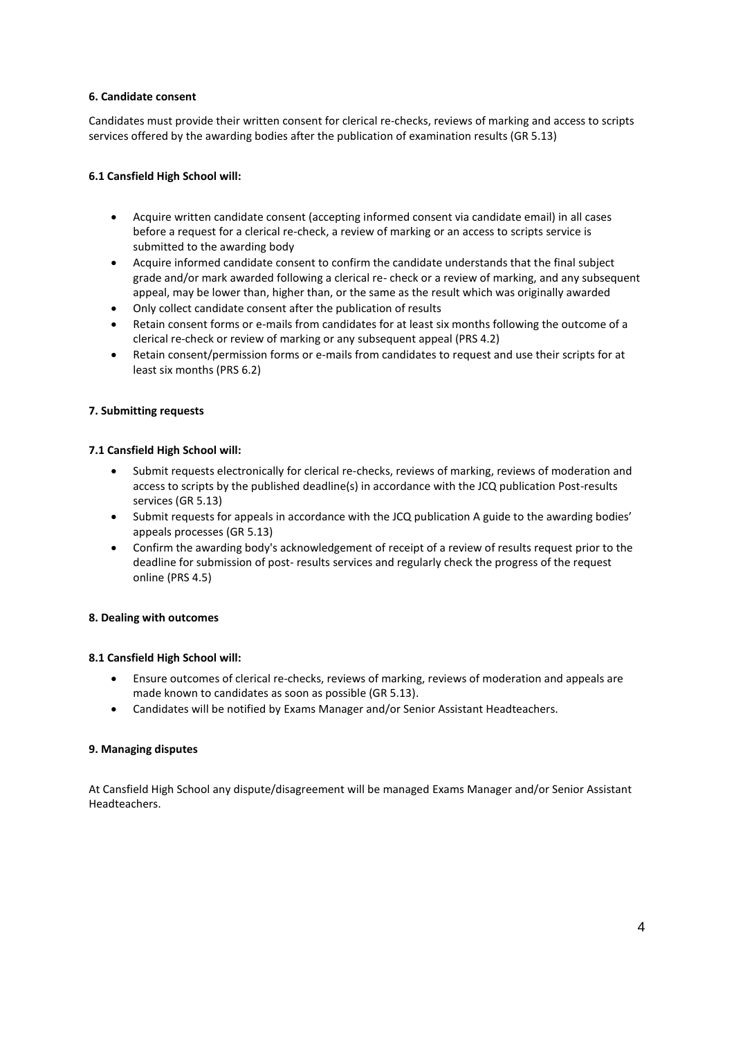**6. Candidate consent**

Candidates must provide their written consent for clerical re-checks, reviews of marking and access to scripts services offered by the awarding bodies after the publication of examination results (GR 5.13)

**6.1 Cansfield High School will:**

- Acquire written candidate consent (accepting informed consent via candidate email) in all cases before a request for a clerical re-check, a review of marking or an access to scripts service is submitted to the awarding body
- Acquire informed candidate consent to confirm the candidate understands that the final subject grade and/or mark awarded following a clerical re- check or a review of marking, and any subsequent appeal, may be lower than, higher than, or the same as the result which was originally awarded
- Only collect candidate consent after the publication of results
- Retain consent forms or e-mails from candidates for at least six months following the outcome of a clerical re-check or review of marking or any subsequent appeal (PRS 4.2)
- Retain consent/permission forms or e-mails from candidates to request and use their scripts for at least six months (PRS 6.2)

**7. Submitting requests**

**7.1 Cansfield High School will:**

- Submit requests electronically for clerical re-checks, reviews of marking, reviews of moderation and access to scripts by the published deadline(s) in accordance with the JCQ publication Post-results services (GR 5.13)
- Submit requests for appeals in accordance with the JCQ publication A guide to the awarding bodies' appeals processes (GR 5.13)
- Confirm the awarding body's acknowledgement of receipt of a review of results request prior to the deadline for submission of post- results services and regularly check the progress of the request online (PRS 4.5)

**8. Dealing with outcomes**

**8.1 Cansfield High School will:**

- Ensure outcomes of clerical re-checks, reviews of marking, reviews of moderation and appeals are made known to candidates as soon as possible (GR 5.13).
- Candidates will be notified by Exams Manager and/or Senior Assistant Headteachers.

**9. Managing disputes**

At Cansfield High School any dispute/disagreement will be managed Exams Manager and/or Senior Assistant Headteachers.